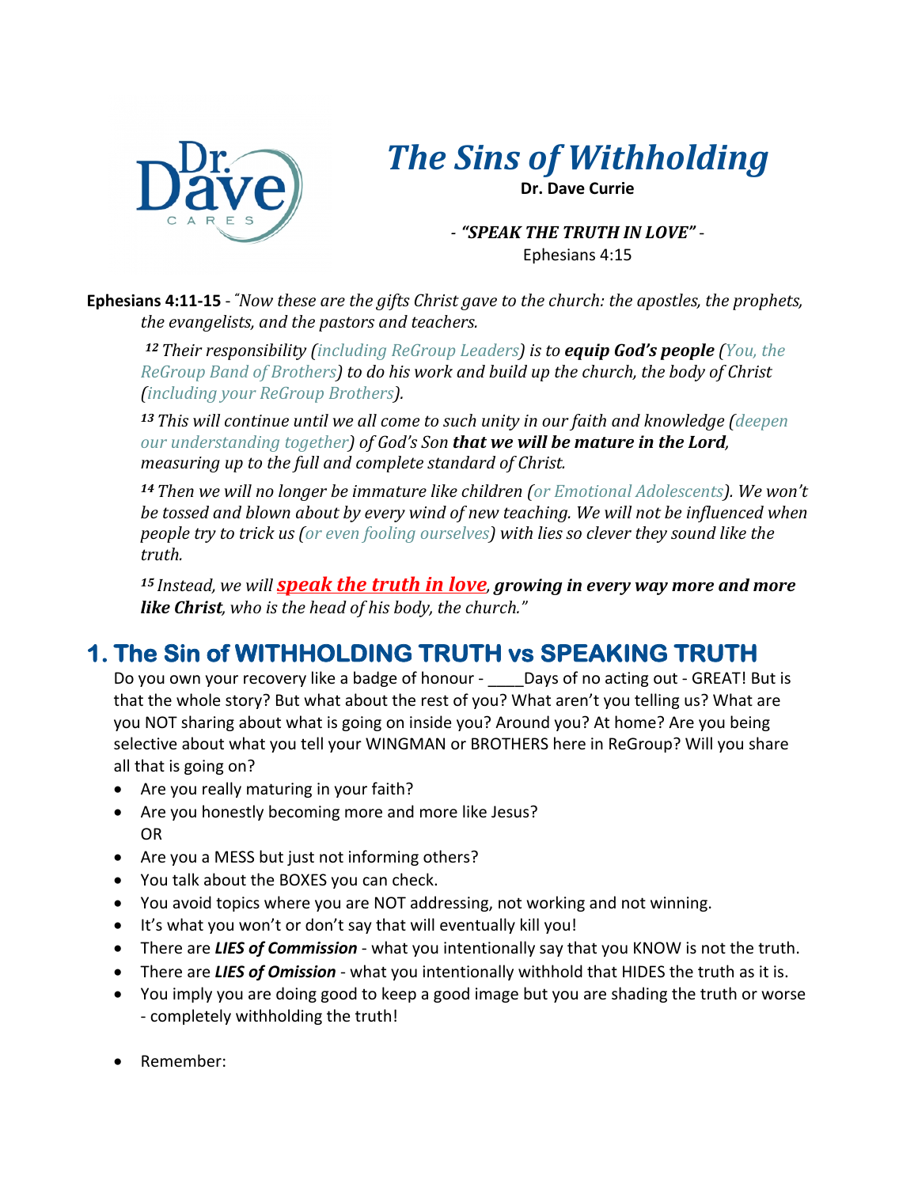# *The Sins of Withholding*

**Dr. Dave Currie**

- ***"SPEAK THE TRUTH IN LOVE"*** -
Ephesians 4:15

**Ephesians 4:11-15** - *"Now these are the gifts Christ gave to the church: the apostles, the prophets, the evangelists, and the pastors and teachers.*

*[12] Their responsibility (including ReGroup Leaders) is to **equip God's people** (You, the ReGroup Band of Brothers) to do his work and build up the church, the body of Christ (including your ReGroup Brothers).*

*[13] This will continue until we all come to such unity in our faith and knowledge (deepen our understanding together) of God's Son **that we will be mature in the Lord**, measuring up to the full and complete standard of Christ.*

*[14] Then we will no longer be immature like children (or Emotional Adolescents). We won't be tossed and blown about by every wind of new teaching. We will not be influenced when people try to trick us (or even fooling ourselves) with lies so clever they sound like the truth.*

*[15] Instead, we will **speak the truth in love**, **growing in every way more and more like Christ**, who is the head of his body, the church."*

## 1. The Sin of WITHHOLDING TRUTH vs SPEAKING TRUTH

Do you own your recovery like a badge of honour - ____Days of no acting out - GREAT! But is that the whole story? But what about the rest of you? What aren't you telling us? What are you NOT sharing about what is going on inside you? Around you? At home? Are you being selective about what you tell your WINGMAN or BROTHERS here in ReGroup? Will you share all that is going on?

- Are you really maturing in your faith?
- Are you honestly becoming more and more like Jesus?
  OR
- Are you a MESS but just not informing others?
- You talk about the BOXES you can check.
- You avoid topics where you are NOT addressing, not working and not winning.
- It's what you won't or don't say that will eventually kill you!
- There are ***LIES of Commission*** - what you intentionally say that you KNOW is not the truth.
- There are ***LIES of Omission*** - what you intentionally withhold that HIDES the truth as it is.
- You imply you are doing good to keep a good image but you are shading the truth or worse - completely withholding the truth!

- Remember: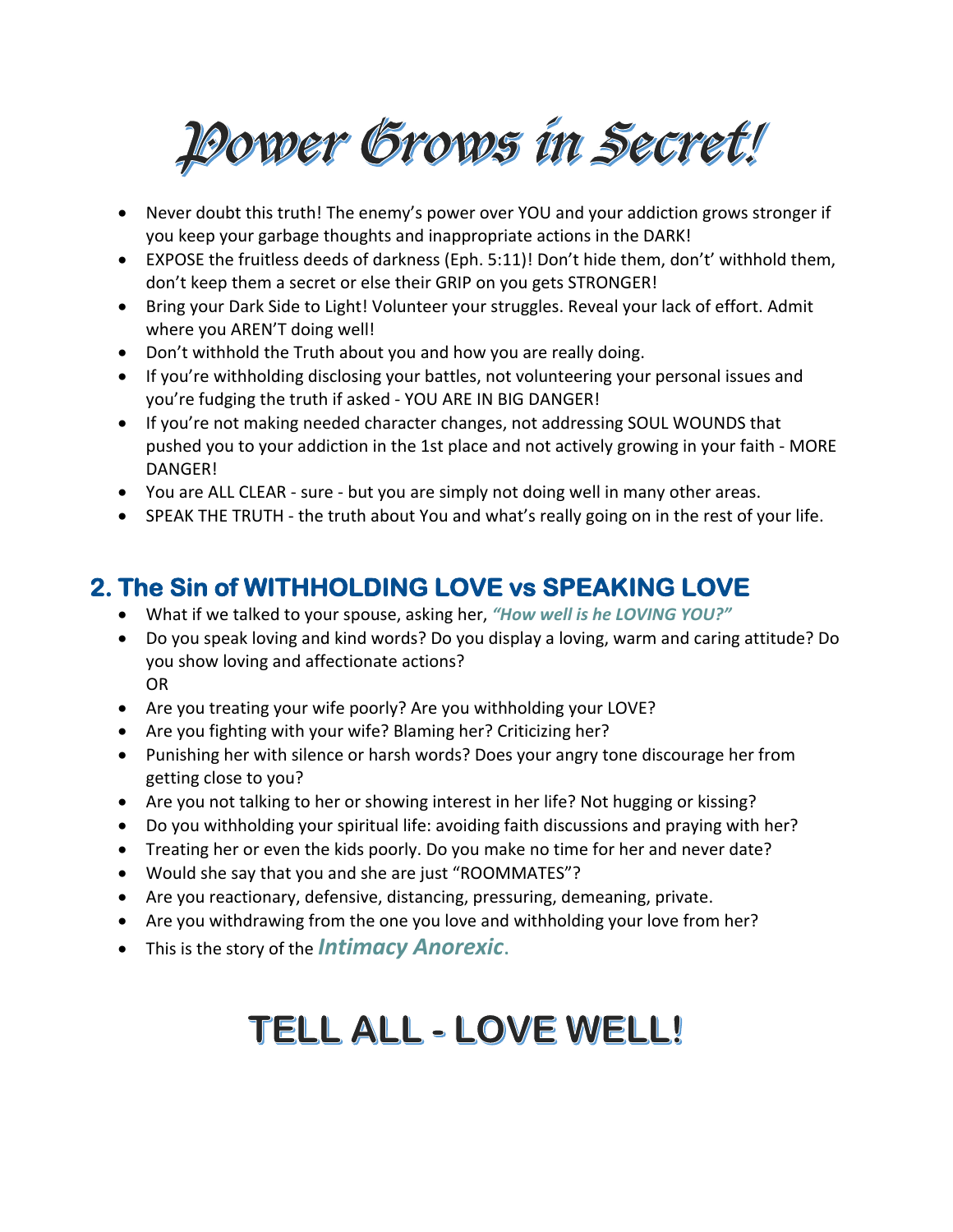# *Power Grows in Secret!*

- Never doubt this truth! The enemy's power over YOU and your addiction grows stronger if you keep your garbage thoughts and inappropriate actions in the DARK!
- EXPOSE the fruitless deeds of darkness (Eph. 5:11)! Don't hide them, don't' withhold them, don't keep them a secret or else their GRIP on you gets STRONGER!
- Bring your Dark Side to Light! Volunteer your struggles. Reveal your lack of effort. Admit where you AREN'T doing well!
- Don't withhold the Truth about you and how you are really doing.
- If you're withholding disclosing your battles, not volunteering your personal issues and you're fudging the truth if asked - YOU ARE IN BIG DANGER!
- If you're not making needed character changes, not addressing SOUL WOUNDS that pushed you to your addiction in the 1st place and not actively growing in your faith - MORE DANGER!
- You are ALL CLEAR - sure - but you are simply not doing well in many other areas.
- SPEAK THE TRUTH - the truth about You and what's really going on in the rest of your life.

## 2. The Sin of WITHHOLDING LOVE vs SPEAKING LOVE

- What if we talked to your spouse, asking her, ***"How well is he LOVING YOU?"***
- Do you speak loving and kind words? Do you display a loving, warm and caring attitude? Do you show loving and affectionate actions?
  OR
- Are you treating your wife poorly? Are you withholding your LOVE?
- Are you fighting with your wife? Blaming her? Criticizing her?
- Punishing her with silence or harsh words? Does your angry tone discourage her from getting close to you?
- Are you not talking to her or showing interest in her life? Not hugging or kissing?
- Do you withholding your spiritual life: avoiding faith discussions and praying with her?
- Treating her or even the kids poorly. Do you make no time for her and never date?
- Would she say that you and she are just "ROOMMATES"?
- Are you reactionary, defensive, distancing, pressuring, demeaning, private.
- Are you withdrawing from the one you love and withholding your love from her?
- This is the story of the ***Intimacy Anorexic***.

# TELL ALL - LOVE WELL!